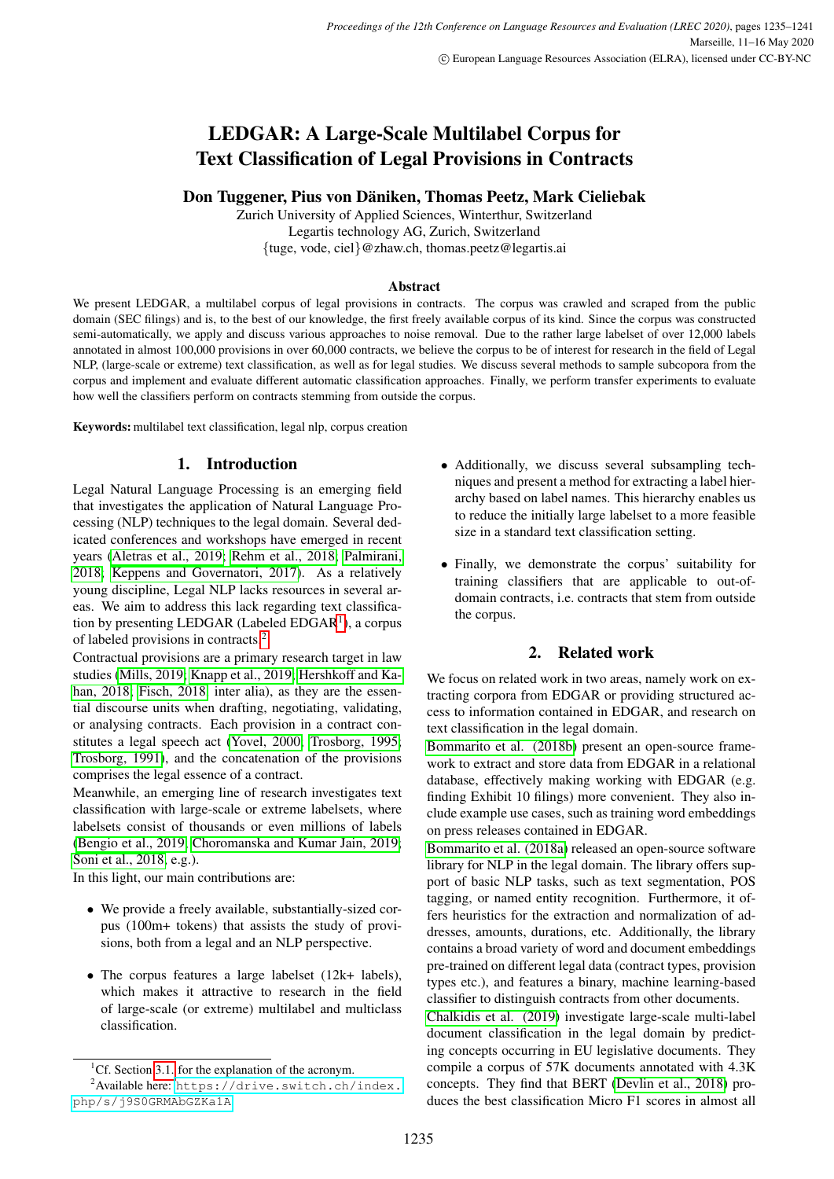# LEDGAR: A Large-Scale Multilabel Corpus for Text Classification of Legal Provisions in Contracts

**Don Tuggener, Pius von Däniken, Thomas Peetz, Mark Cieliebak**

Zurich University of Applied Sciences, Winterthur, Switzerland
Legartis technology AG, Zurich, Switzerland
{tuge, vode, ciel}@zhaw.ch, thomas.peetz@legartis.ai

### Abstract

We present LEDGAR, a multilabel corpus of legal provisions in contracts. The corpus was crawled and scraped from the public domain (SEC filings) and is, to the best of our knowledge, the first freely available corpus of its kind. Since the corpus was constructed semi-automatically, we apply and discuss various approaches to noise removal. Due to the rather large labelset of over 12,000 labels annotated in almost 100,000 provisions in over 60,000 contracts, we believe the corpus to be of interest for research in the field of Legal NLP, (large-scale or extreme) text classification, as well as for legal studies. We discuss several methods to sample subcopora from the corpus and implement and evaluate different automatic classification approaches. Finally, we perform transfer experiments to evaluate how well the classifiers perform on contracts stemming from outside the corpus.

**Keywords:** multilabel text classification, legal nlp, corpus creation

## 1. Introduction

Legal Natural Language Processing is an emerging field that investigates the application of Natural Language Processing (NLP) techniques to the legal domain. Several dedicated conferences and workshops have emerged in recent years (Aletras et al., 2019; Rehm et al., 2018; Palmirani, 2018; Keppens and Governatori, 2017). As a relatively young discipline, Legal NLP lacks resources in several areas. We aim to address this lack regarding text classification by presenting LEDGAR (Labeled EDGAR[1]), a corpus of labeled provisions in contracts.[2]

Contractual provisions are a primary research target in law studies (Mills, 2019; Knapp et al., 2019; Hershkoff and Kahan, 2018; Fisch, 2018; inter alia), as they are the essential discourse units when drafting, negotiating, validating, or analysing contracts. Each provision in a contract constitutes a legal speech act (Yovel, 2000; Trosborg, 1995; Trosborg, 1991), and the concatenation of the provisions comprises the legal essence of a contract.

Meanwhile, an emerging line of research investigates text classification with large-scale or extreme labelsets, where labelsets consist of thousands or even millions of labels (Bengio et al., 2019; Choromanska and Kumar Jain, 2019; Soni et al., 2018, e.g.).

In this light, our main contributions are:

- We provide a freely available, substantially-sized corpus (100m+ tokens) that assists the study of provisions, both from a legal and an NLP perspective.
- The corpus features a large labelset (12k+ labels), which makes it attractive to research in the field of large-scale (or extreme) multilabel and multiclass classification.
- Additionally, we discuss several subsampling techniques and present a method for extracting a label hierarchy based on label names. This hierarchy enables us to reduce the initially large labelset to a more feasible size in a standard text classification setting.
- Finally, we demonstrate the corpus' suitability for training classifiers that are applicable to out-of-domain contracts, i.e. contracts that stem from outside the corpus.

[1] Cf. Section 3.1. for the explanation of the acronym.

[2] Available here: https://drive.switch.ch/index.php/s/j9S0GRMAbGZKa1A

## 2. Related work

We focus on related work in two areas, namely work on extracting corpora from EDGAR or providing structured access to information contained in EDGAR, and research on text classification in the legal domain.

Bommarito et al. (2018b) present an open-source framework to extract and store data from EDGAR in a relational database, effectively making working with EDGAR (e.g. finding Exhibit 10 filings) more convenient. They also include example use cases, such as training word embeddings on press releases contained in EDGAR.

Bommarito et al. (2018a) released an open-source software library for NLP in the legal domain. The library offers support of basic NLP tasks, such as text segmentation, POS tagging, or named entity recognition. Furthermore, it offers heuristics for the extraction and normalization of addresses, amounts, durations, etc. Additionally, the library contains a broad variety of word and document embeddings pre-trained on different legal data (contract types, provision types etc.), and features a binary, machine learning-based classifier to distinguish contracts from other documents.

Chalkidis et al. (2019) investigate large-scale multi-label document classification in the legal domain by predicting concepts occurring in EU legislative documents. They compile a corpus of 57K documents annotated with 4.3K concepts. They find that BERT (Devlin et al., 2018) produces the best classification Micro F1 scores in almost all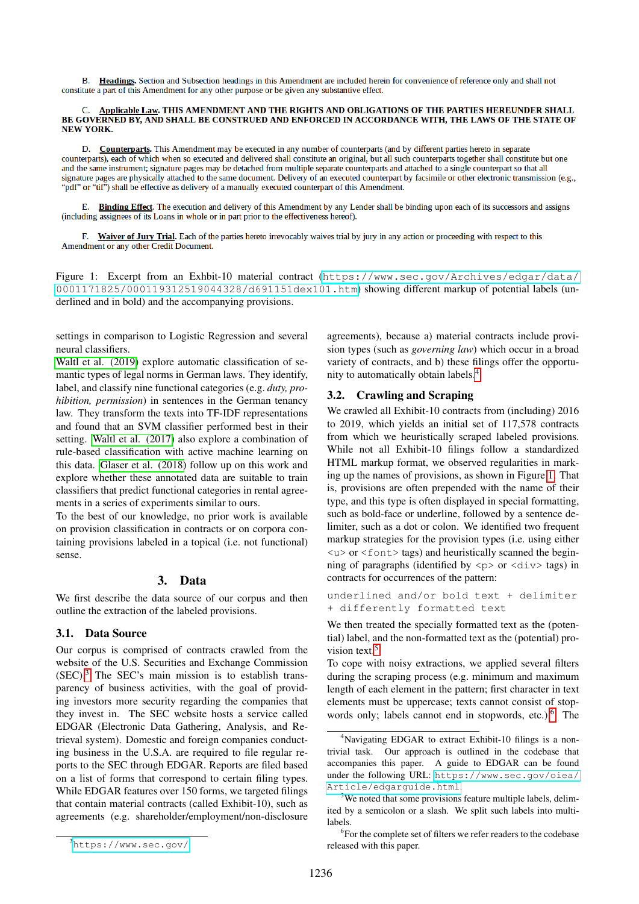B. **Headings**. Section and Subsection headings in this Amendment are included herein for convenience of reference only and shall not constitute a part of this Amendment for any other purpose or be given any substantive effect.

C. **Applicable Law**. THIS AMENDMENT AND THE RIGHTS AND OBLIGATIONS OF THE PARTIES HEREUNDER SHALL BE GOVERNED BY, AND SHALL BE CONSTRUED AND ENFORCED IN ACCORDANCE WITH, THE LAWS OF THE STATE OF NEW YORK.

D. **Counterparts**. This Amendment may be executed in any number of counterparts (and by different parties hereto in separate counterparts), each of which when so executed and delivered shall constitute an original, but all such counterparts together shall constitute but one and the same instrument; signature pages may be detached from multiple separate counterparts and attached to a single counterpart so that all signature pages are physically attached to the same document. Delivery of an executed counterpart by facsimile or other electronic transmission (e.g., "pdf" or "tif") shall be effective as delivery of a manually executed counterpart of this Amendment.

E. **Binding Effect**. The execution and delivery of this Amendment by any Lender shall be binding upon each of its successors and assigns (including assignees of its Loans in whole or in part prior to the effectiveness hereof).

F. **Waiver of Jury Trial**. Each of the parties hereto irrevocably waives trial by jury in any action or proceeding with respect to this Amendment or any other Credit Document.

Figure 1: Excerpt from an Exhbit-10 material contract (https://www.sec.gov/Archives/edgar/data/0001171825/000119312519044328/d691151dex101.htm) showing different markup of potential labels (underlined and in bold) and the accompanying provisions.

settings in comparison to Logistic Regression and several neural classifiers.

Waltl et al. (2019) explore automatic classification of semantic types of legal norms in German laws. They identify, label, and classify nine functional categories (e.g. *duty, prohibition, permission*) in sentences in the German tenancy law. They transform the texts into TF-IDF representations and found that an SVM classifier performed best in their setting. Waltl et al. (2017) also explore a combination of rule-based classification with active machine learning on this data. Glaser et al. (2018) follow up on this work and explore whether these annotated data are suitable to train classifiers that predict functional categories in rental agreements in a series of experiments similar to ours.

To the best of our knowledge, no prior work is available on provision classification in contracts or on corpora containing provisions labeled in a topical (i.e. not functional) sense.

## 3. Data

We first describe the data source of our corpus and then outline the extraction of the labeled provisions.

### 3.1. Data Source

Our corpus is comprised of contracts crawled from the website of the U.S. Securities and Exchange Commission (SEC).[3] The SEC's main mission is to establish transparency of business activities, with the goal of providing investors more security regarding the companies that they invest in. The SEC website hosts a service called EDGAR (Electronic Data Gathering, Analysis, and Retrieval system). Domestic and foreign companies conducting business in the U.S.A. are required to file regular reports to the SEC through EDGAR. Reports are filed based on a list of forms that correspond to certain filing types. While EDGAR features over 150 forms, we targeted filings that contain material contracts (called Exhibit-10), such as agreements (e.g. shareholder/employment/non-disclosure agreements), because a) material contracts include provision types (such as *governing law*) which occur in a broad variety of contracts, and b) these filings offer the opportunity to automatically obtain labels.[4]

### 3.2. Crawling and Scraping

We crawled all Exhibit-10 contracts from (including) 2016 to 2019, which yields an initial set of 117,578 contracts from which we heuristically scraped labeled provisions. While not all Exhibit-10 filings follow a standardized HTML markup format, we observed regularities in marking up the names of provisions, as shown in Figure 1. That is, provisions are often prepended with the name of their type, and this type is often displayed in special formatting, such as bold-face or underline, followed by a sentence delimiter, such as a dot or colon. We identified two frequent markup strategies for the provision types (i.e. using either `<u>` or `<font>` tags) and heuristically scanned the beginning of paragraphs (identified by `<p>` or `<div>` tags) in contracts for occurrences of the pattern:

```
underlined and/or bold text + delimiter
+ differently formatted text
```

We then treated the specially formatted text as the (potential) label, and the non-formatted text as the (potential) provision text.[5]

To cope with noisy extractions, we applied several filters during the scraping process (e.g. minimum and maximum length of each element in the pattern; first character in text elements must be uppercase; texts cannot consist of stopwords only; labels cannot end in stopwords, etc.).[6] The

[3] https://www.sec.gov/

[4] Navigating EDGAR to extract Exhibit-10 filings is a non-trivial task. Our approach is outlined in the codebase that accompanies this paper. A guide to EDGAR can be found under the following URL: https://www.sec.gov/oiea/Article/edgarguide.html

[5] We noted that some provisions feature multiple labels, delimited by a semicolon or a slash. We split such labels into multi-labels.

[6] For the complete set of filters we refer readers to the codebase released with this paper.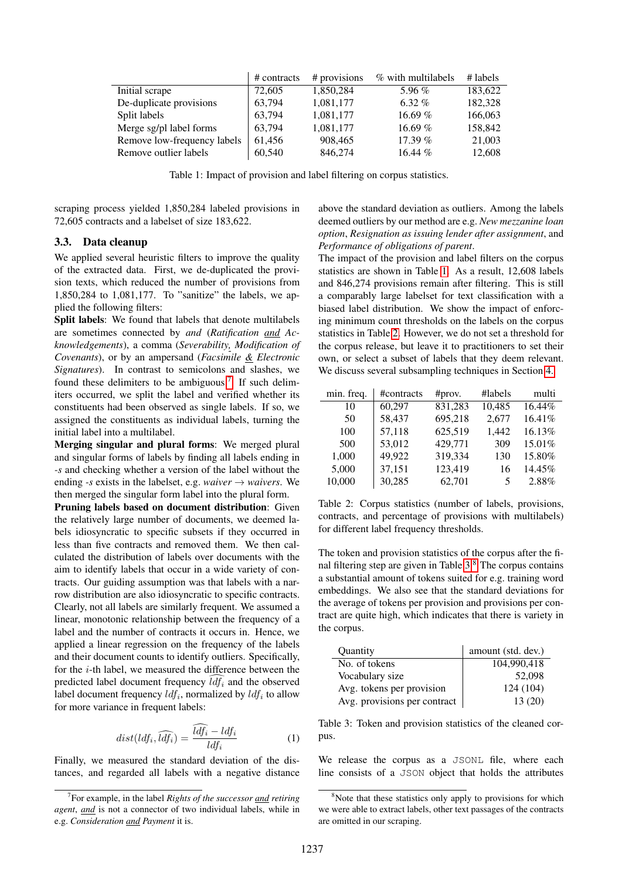|  | # contracts | # provisions | % with multilabels | # labels |
|---|---|---|---|---|
| Initial scrape | 72,605 | 1,850,284 | 5.96 % | 183,622 |
| De-duplicate provisions | 63,794 | 1,081,177 | 6.32 % | 182,328 |
| Split labels | 63,794 | 1,081,177 | 16.69 % | 166,063 |
| Merge sg/pl label forms | 63,794 | 1,081,177 | 16.69 % | 158,842 |
| Remove low-frequency labels | 61,456 | 908,465 | 17.39 % | 21,003 |
| Remove outlier labels | 60,540 | 846,274 | 16.44 % | 12,608 |

Table 1: Impact of provision and label filtering on corpus statistics.

scraping process yielded 1,850,284 labeled provisions in 72,605 contracts and a labelset of size 183,622.

### 3.3. Data cleanup

We applied several heuristic filters to improve the quality of the extracted data. First, we de-duplicated the provision texts, which reduced the number of provisions from 1,850,284 to 1,081,177. To "sanitize" the labels, we applied the following filters:

**Split labels**: We found that labels that denote multilabels are sometimes connected by *and* (*Ratification and Acknowledgements*), a comma (*Severability, Modification of Covenants*), or by an ampersand (*Facsimile & Electronic Signatures*). In contrast to semicolons and slashes, we found these delimiters to be ambiguous[7]. If such delimiters occurred, we split the label and verified whether its constituents had been observed as single labels. If so, we assigned the constituents as individual labels, turning the initial label into a multilabel.

**Merging singular and plural forms**: We merged plural and singular forms of labels by finding all labels ending in *-s* and checking whether a version of the label without the ending *-s* exists in the labelset, e.g. *waiver* → *waivers*. We then merged the singular form label into the plural form.

**Pruning labels based on document distribution**: Given the relatively large number of documents, we deemed labels idiosyncratic to specific subsets if they occurred in less than five contracts and removed them. We then calculated the distribution of labels over documents with the aim to identify labels that occur in a wide variety of contracts. Our guiding assumption was that labels with a narrow distribution are also idiosyncratic to specific contracts. Clearly, not all labels are similarly frequent. We assumed a linear, monotonic relationship between the frequency of a label and the number of contracts it occurs in. Hence, we applied a linear regression on the frequency of the labels and their document counts to identify outliers. Specifically, for the $i$-th label, we measured the difference between the predicted label document frequency $\widehat{ldf_i}$ and the observed label document frequency $ldf_i$, normalized by $ldf_i$ to allow for more variance in frequent labels:

$$dist(ldf_i, \widehat{ldf_i}) = \frac{\widehat{ldf_i} - ldf_i}{ldf_i} \quad (1)$$

Finally, we measured the standard deviation of the distances, and regarded all labels with a negative distance above the standard deviation as outliers. Among the labels deemed outliers by our method are e.g. *New mezzanine loan option*, *Resignation as issuing lender after assignment*, and *Performance of obligations of parent*.

The impact of the provision and label filters on the corpus statistics are shown in Table 1. As a result, 12,608 labels and 846,274 provisions remain after filtering. This is still a comparably large labelset for text classification with a biased label distribution. We show the impact of enforcing minimum count thresholds on the labels on the corpus statistics in Table 2. However, we do not set a threshold for the corpus release, but leave it to practitioners to set their own, or select a subset of labels that they deem relevant. We discuss several subsampling techniques in Section 4.

| min. freq. | #contracts | #prov. | #labels | multi |
|---|---|---|---|---|
| 10 | 60,297 | 831,283 | 10,485 | 16.44% |
| 50 | 58,437 | 695,218 | 2,677 | 16.41% |
| 100 | 57,118 | 625,519 | 1,442 | 16.13% |
| 500 | 53,012 | 429,771 | 309 | 15.01% |
| 1,000 | 49,922 | 319,334 | 130 | 15.80% |
| 5,000 | 37,151 | 123,419 | 16 | 14.45% |
| 10,000 | 30,285 | 62,701 | 5 | 2.88% |

Table 2: Corpus statistics (number of labels, provisions, contracts, and percentage of provisions with multilabels) for different label frequency thresholds.

The token and provision statistics of the corpus after the final filtering step are given in Table 3.[8] The corpus contains a substantial amount of tokens suited for e.g. training word embeddings. We also see that the standard deviations for the average of tokens per provision and provisions per contract are quite high, which indicates that there is variety in the corpus.

| Quantity | amount (std. dev.) |
|---|---|
| No. of tokens | 104,990,418 |
| Vocabulary size | 52,098 |
| Avg. tokens per provision | 124 (104) |
| Avg. provisions per contract | 13 (20) |

Table 3: Token and provision statistics of the cleaned corpus.

We release the corpus as a `JSONL` file, where each line consists of a `JSON` object that holds the attributes

[7] For example, in the label *Rights of the successor and retiring agent*, *and* is not a connector of two individual labels, while in e.g. *Consideration and Payment* it is.

[8] Note that these statistics only apply to provisions for which we were able to extract labels, other text passages of the contracts are omitted in our scraping.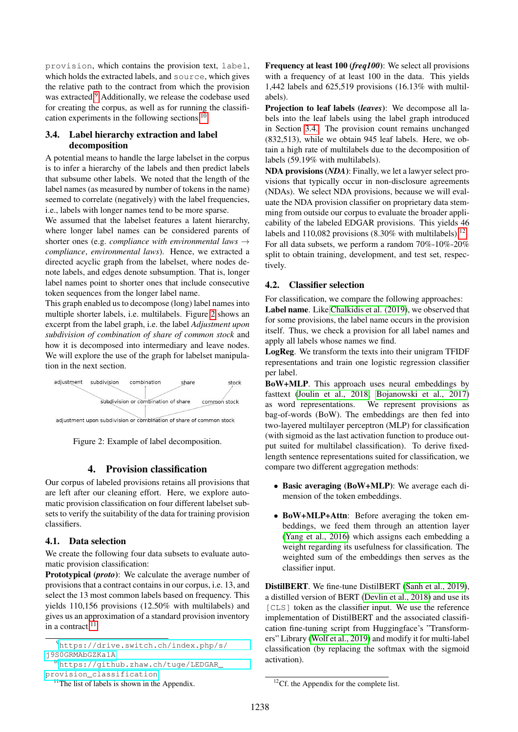provision, which contains the provision text, label, which holds the extracted labels, and source, which gives the relative path to the contract from which the provision was extracted.[9] Additionally, we release the codebase used for creating the corpus, as well as for running the classification experiments in the following sections.[10]

### 3.4. Label hierarchy extraction and label decomposition

A potential means to handle the large labelset in the corpus is to infer a hierarchy of the labels and then predict labels that subsume other labels. We noted that the length of the label names (as measured by number of tokens in the name) seemed to correlate (negatively) with the label frequencies, i.e., labels with longer names tend to be more sparse.

We assumed that the labelset features a latent hierarchy, where longer label names can be considered parents of shorter ones (e.g. *compliance with environmental laws* → *compliance*, *environmental laws*). Hence, we extracted a directed acyclic graph from the labelset, where nodes denote labels, and edges denote subsumption. That is, longer label names point to shorter ones that include consecutive token sequences from the longer label name.

This graph enabled us to decompose (long) label names into multiple shorter labels, i.e. multilabels. Figure 2 shows an excerpt from the label graph, i.e. the label *Adjustment upon subdivision of combination of share of common stock* and how it is decomposed into intermediary and leave nodes. We will explore the use of the graph for labelset manipulation in the next section.

adjustment    subdivision    combination    share    stock

subdivision or combination of share    common stock

adjustment upon subdivision or combination of share of common stock

Figure 2: Example of label decomposition.

## 4. Provision classification

Our corpus of labeled provisions retains all provisions that are left after our cleaning effort. Here, we explore automatic provision classification on four different labelset subsets to verify the suitability of the data for training provision classifiers.

### 4.1. Data selection

We create the following four data subsets to evaluate automatic provision classification:

**Prototypical (*proto*)**: We calculate the average number of provisions that a contract contains in our corpus, i.e. 13, and select the 13 most common labels based on frequency. This yields 110,156 provisions (12.50% with multilabels) and gives us an approximation of a standard provision inventory in a contract.[11]

**Frequency at least 100 (*freq100*)**: We select all provisions with a frequency of at least 100 in the data. This yields 1,442 labels and 625,519 provisions (16.13% with multilabels).

**Projection to leaf labels (*leaves*)**: We decompose all labels into the leaf labels using the label graph introduced in Section 3.4. The provision count remains unchanged (832,513), while we obtain 945 leaf labels. Here, we obtain a high rate of multilabels due to the decomposition of labels (59.19% with multilabels).

**NDA provisions (*NDA*)**: Finally, we let a lawyer select provisions that typically occur in non-disclosure agreements (NDAs). We select NDA provisions, because we will evaluate the NDA provision classifier on proprietary data stemming from outside our corpus to evaluate the broader applicability of the labeled EDGAR provisions. This yields 46 labels and 110,082 provisions (8.30% with multilabels).[12]

For all data subsets, we perform a random 70%-10%-20% split to obtain training, development, and test set, respectively.

### 4.2. Classifier selection

For classification, we compare the following approaches:

**Label name**. Like Chalkidis et al. (2019), we observed that for some provisions, the label name occurs in the provision itself. Thus, we check a provision for all label names and apply all labels whose names we find.

**LogReg**. We transform the texts into their unigram TFIDF representations and train one logistic regression classifier per label.

**BoW+MLP**. This approach uses neural embeddings by fasttext (Joulin et al., 2018; Bojanowski et al., 2017) as word representations. We represent provisions as bag-of-words (BoW). The embeddings are then fed into two-layered multilayer perceptron (MLP) for classification (with sigmoid as the last activation function to produce output suited for multilabel classification). To derive fixed-length sentence representations suited for classification, we compare two different aggregation methods:

- **Basic averaging (BoW+MLP)**: We average each dimension of the token embeddings.
- **BoW+MLP+Attn**: Before averaging the token embeddings, we feed them through an attention layer (Yang et al., 2016) which assigns each embedding a weight regarding its usefulness for classification. The weighted sum of the embeddings then serves as the classifier input.

**DistilBERT**. We fine-tune DistilBERT (Sanh et al., 2019), a distilled version of BERT (Devlin et al., 2018) and use its [CLS] token as the classifier input. We use the reference implementation of DistilBERT and the associated classification fine-tuning script from Huggingface's "Transformers" Library (Wolf et al., 2019) and modify it for multi-label classification (by replacing the softmax with the sigmoid activation).

[9] https://drive.switch.ch/index.php/s/j9S0GRMAbGZKa1A

[10] https://github.zhaw.ch/tuge/LEDGAR_provision_classification

[11] The list of labels is shown in the Appendix.

[12] Cf. the Appendix for the complete list.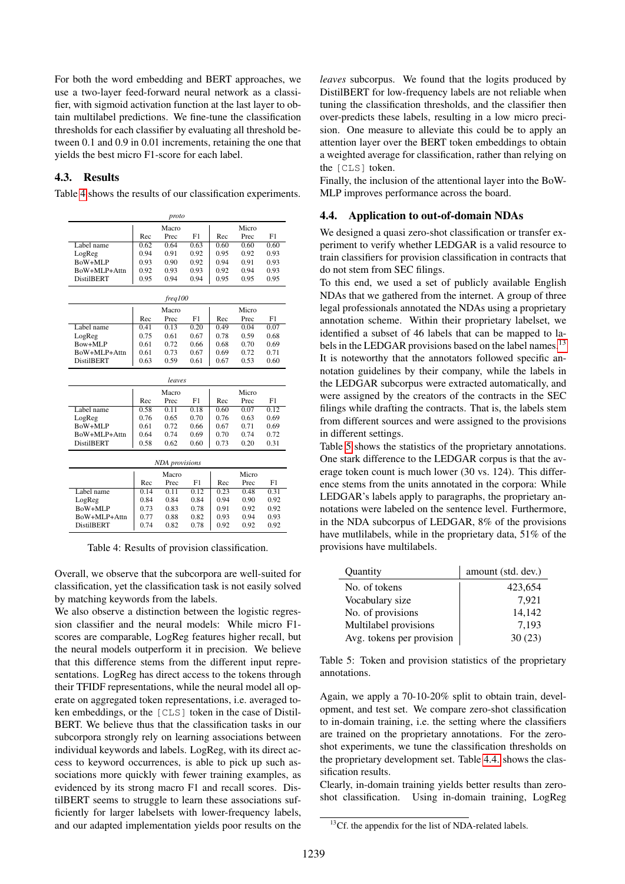For both the word embedding and BERT approaches, we use a two-layer feed-forward neural network as a classifier, with sigmoid activation function at the last layer to obtain multilabel predictions. We fine-tune the classification thresholds for each classifier by evaluating all threshold between 0.1 and 0.9 in 0.01 increments, retaining the one that yields the best micro F1-score for each label.

### 4.3. Results

Table 4 shows the results of our classification experiments.

| *proto* | Macro | | | Micro | | |
|---|---|---|---|---|---|---|
| | Rec | Prec | F1 | Rec | Prec | F1 |
| Label name | 0.62 | 0.64 | 0.63 | 0.60 | 0.60 | 0.60 |
| LogReg | 0.94 | 0.91 | 0.92 | 0.95 | 0.92 | 0.93 |
| BoW+MLP | 0.93 | 0.90 | 0.92 | 0.94 | 0.91 | 0.93 |
| BoW+MLP+Attn | 0.92 | 0.93 | 0.93 | 0.92 | 0.94 | 0.93 |
| DistilBERT | 0.95 | 0.94 | 0.94 | 0.95 | 0.95 | 0.95 |

| *freq100* | Macro | | | Micro | | |
|---|---|---|---|---|---|---|
| | Rec | Prec | F1 | Rec | Prec | F1 |
| Label name | 0.41 | 0.13 | 0.20 | 0.49 | 0.04 | 0.07 |
| LogReg | 0.75 | 0.61 | 0.67 | 0.78 | 0.59 | 0.68 |
| Bow+MLP | 0.61 | 0.72 | 0.66 | 0.68 | 0.70 | 0.69 |
| BoW+MLP+Attn | 0.61 | 0.73 | 0.67 | 0.69 | 0.72 | 0.71 |
| DistilBERT | 0.63 | 0.59 | 0.61 | 0.67 | 0.53 | 0.60 |

| *leaves* | Macro | | | Micro | | |
|---|---|---|---|---|---|---|
| | Rec | Prec | F1 | Rec | Prec | F1 |
| Label name | 0.58 | 0.11 | 0.18 | 0.60 | 0.07 | 0.12 |
| LogReg | 0.76 | 0.65 | 0.70 | 0.76 | 0.63 | 0.69 |
| BoW+MLP | 0.61 | 0.72 | 0.66 | 0.67 | 0.71 | 0.69 |
| BoW+MLP+Attn | 0.64 | 0.74 | 0.69 | 0.70 | 0.74 | 0.72 |
| DistilBERT | 0.58 | 0.62 | 0.60 | 0.73 | 0.20 | 0.31 |

| *NDA provisions* | Macro | | | Micro | | |
|---|---|---|---|---|---|---|
| | Rec | Prec | F1 | Rec | Prec | F1 |
| Label name | 0.14 | 0.11 | 0.12 | 0.23 | 0.48 | 0.31 |
| LogReg | 0.84 | 0.84 | 0.84 | 0.94 | 0.90 | 0.92 |
| BoW+MLP | 0.73 | 0.83 | 0.78 | 0.91 | 0.92 | 0.92 |
| BoW+MLP+Attn | 0.77 | 0.88 | 0.82 | 0.93 | 0.94 | 0.93 |
| DistilBERT | 0.74 | 0.82 | 0.78 | 0.92 | 0.92 | 0.92 |

Table 4: Results of provision classification.

Overall, we observe that the subcorpora are well-suited for classification, yet the classification task is not easily solved by matching keywords from the labels.

We also observe a distinction between the logistic regression classifier and the neural models: While micro F1-scores are comparable, LogReg features higher recall, but the neural models outperform it in precision. We believe that this difference stems from the different input representations. LogReg has direct access to the tokens through their TFIDF representations, while the neural model all operate on aggregated token representations, i.e. averaged token embeddings, or the [CLS] token in the case of DistilBERT. We believe thus that the classification tasks in our subcorpora strongly rely on learning associations between individual keywords and labels. LogReg, with its direct access to keyword occurrences, is able to pick up such associations more quickly with fewer training examples, as evidenced by its strong macro F1 and recall scores. DistilBERT seems to struggle to learn these associations sufficiently for larger labelsets with lower-frequency labels, and our adapted implementation yields poor results on the *leaves* subcorpus. We found that the logits produced by DistilBERT for low-frequency labels are not reliable when tuning the classification thresholds, and the classifier then over-predicts these labels, resulting in a low micro precision. One measure to alleviate this could be to apply an attention layer over the BERT token embeddings to obtain a weighted average for classification, rather than relying on the [CLS] token.

Finally, the inclusion of the attentional layer into the BoW-MLP improves performance across the board.

### 4.4. Application to out-of-domain NDAs

We designed a quasi zero-shot classification or transfer experiment to verify whether LEDGAR is a valid resource to train classifiers for provision classification in contracts that do not stem from SEC filings.

To this end, we used a set of publicly available English NDAs that we gathered from the internet. A group of three legal professionals annotated the NDAs using a proprietary annotation scheme. Within their proprietary labelset, we identified a subset of 46 labels that can be mapped to labels in the LEDGAR provisions based on the label names.[13]

It is noteworthy that the annotators followed specific annotation guidelines by their company, while the labels in the LEDGAR subcorpus were extracted automatically, and were assigned by the creators of the contracts in the SEC filings while drafting the contracts. That is, the labels stem from different sources and were assigned to the provisions in different settings.

Table 5 shows the statistics of the proprietary annotations. One stark difference to the LEDGAR corpus is that the average token count is much lower (30 vs. 124). This difference stems from the units annotated in the corpora: While LEDGAR's labels apply to paragraphs, the proprietary annotations were labeled on the sentence level. Furthermore, in the NDA subcorpus of LEDGAR, 8% of the provisions have mutlilabels, while in the proprietary data, 51% of the provisions have multilabels.

| Quantity | amount (std. dev.) |
|---|---|
| No. of tokens | 423,654 |
| Vocabulary size | 7,921 |
| No. of provisions | 14,142 |
| Multilabel provisions | 7,193 |
| Avg. tokens per provision | 30 (23) |

Table 5: Token and provision statistics of the proprietary annotations.

Again, we apply a 70-10-20% split to obtain train, development, and test set. We compare zero-shot classification to in-domain training, i.e. the setting where the classifiers are trained on the proprietary annotations. For the zero-shot experiments, we tune the classification thresholds on the proprietary development set. Table 4.4. shows the classification results.

Clearly, in-domain training yields better results than zero-shot classification. Using in-domain training, LogReg

[13] Cf. the appendix for the list of NDA-related labels.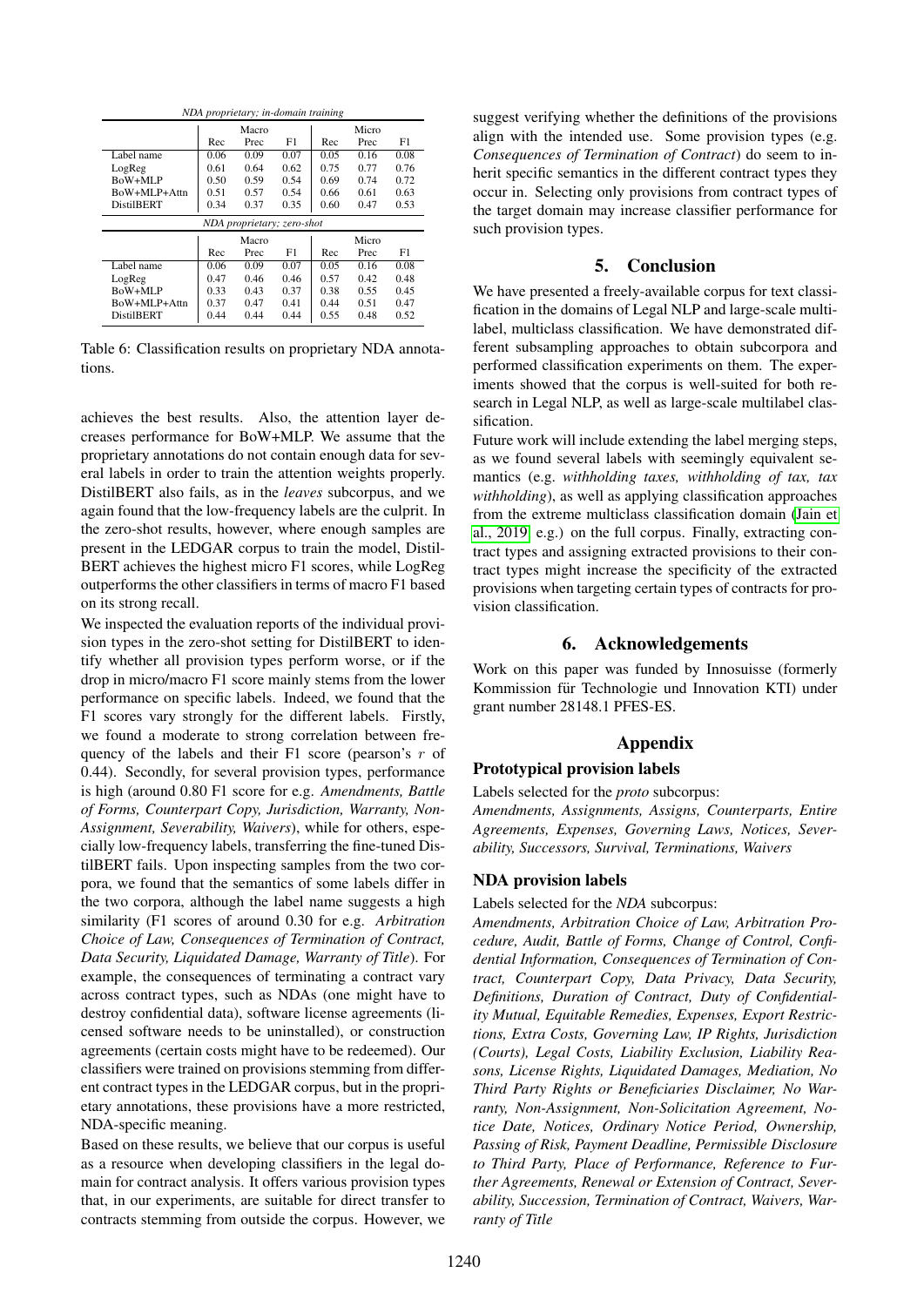| *NDA proprietary; in-domain training* | | | | | | |
|---|---|---|---|---|---|---|
| | Macro | | | Micro | | |
| | Rec | Prec | F1 | Rec | Prec | F1 |
| Label name | 0.06 | 0.09 | 0.07 | 0.05 | 0.16 | 0.08 |
| LogReg | 0.61 | 0.64 | 0.62 | 0.75 | 0.77 | 0.76 |
| BoW+MLP | 0.50 | 0.59 | 0.54 | 0.69 | 0.74 | 0.72 |
| BoW+MLP+Attn | 0.51 | 0.57 | 0.54 | 0.66 | 0.61 | 0.63 |
| DistilBERT | 0.34 | 0.37 | 0.35 | 0.60 | 0.47 | 0.53 |
| *NDA proprietary; zero-shot* | | | | | | |
| | Macro | | | Micro | | |
| | Rec | Prec | F1 | Rec | Prec | F1 |
| Label name | 0.06 | 0.09 | 0.07 | 0.05 | 0.16 | 0.08 |
| LogReg | 0.47 | 0.46 | 0.46 | 0.57 | 0.42 | 0.48 |
| BoW+MLP | 0.33 | 0.43 | 0.37 | 0.38 | 0.55 | 0.45 |
| BoW+MLP+Attn | 0.37 | 0.47 | 0.41 | 0.44 | 0.51 | 0.47 |
| DistilBERT | 0.44 | 0.44 | 0.44 | 0.55 | 0.48 | 0.52 |

Table 6: Classification results on proprietary NDA annotations.

achieves the best results. Also, the attention layer decreases performance for BoW+MLP. We assume that the proprietary annotations do not contain enough data for several labels in order to train the attention weights properly. DistilBERT also fails, as in the *leaves* subcorpus, and we again found that the low-frequency labels are the culprit. In the zero-shot results, however, where enough samples are present in the LEDGAR corpus to train the model, DistilBERT achieves the highest micro F1 scores, while LogReg outperforms the other classifiers in terms of macro F1 based on its strong recall.

We inspected the evaluation reports of the individual provision types in the zero-shot setting for DistilBERT to identify whether all provision types perform worse, or if the drop in micro/macro F1 score mainly stems from the lower performance on specific labels. Indeed, we found that the F1 scores vary strongly for the different labels. Firstly, we found a moderate to strong correlation between frequency of the labels and their F1 score (pearson's $r$ of 0.44). Secondly, for several provision types, performance is high (around 0.80 F1 score for e.g. *Amendments, Battle of Forms, Counterpart Copy, Jurisdiction, Warranty, Non-Assignment, Severability, Waivers*), while for others, especially low-frequency labels, transferring the fine-tuned DistilBERT fails. Upon inspecting samples from the two corpora, we found that the semantics of some labels differ in the two corpora, although the label name suggests a high similarity (F1 scores of around 0.30 for e.g. *Arbitration Choice of Law, Consequences of Termination of Contract, Data Security, Liquidated Damage, Warranty of Title*). For example, the consequences of terminating a contract vary across contract types, such as NDAs (one might have to destroy confidential data), software license agreements (licensed software needs to be uninstalled), or construction agreements (certain costs might have to be redeemed). Our classifiers were trained on provisions stemming from different contract types in the LEDGAR corpus, but in the proprietary annotations, these provisions have a more restricted, NDA-specific meaning.

Based on these results, we believe that our corpus is useful as a resource when developing classifiers in the legal domain for contract analysis. It offers various provision types that, in our experiments, are suitable for direct transfer to contracts stemming from outside the corpus. However, we suggest verifying whether the definitions of the provisions align with the intended use. Some provision types (e.g. *Consequences of Termination of Contract*) do seem to inherit specific semantics in the different contract types they occur in. Selecting only provisions from contract types of the target domain may increase classifier performance for such provision types.

## 5. Conclusion

We have presented a freely-available corpus for text classification in the domains of Legal NLP and large-scale multilabel, multiclass classification. We have demonstrated different subsampling approaches to obtain subcorpora and performed classification experiments on them. The experiments showed that the corpus is well-suited for both research in Legal NLP, as well as large-scale multilabel classification.

Future work will include extending the label merging steps, as we found several labels with seemingly equivalent semantics (e.g. *withholding taxes, withholding of tax, tax withholding*), as well as applying classification approaches from the extreme multiclass classification domain (Jain et al., 2019, e.g.) on the full corpus. Finally, extracting contract types and assigning extracted provisions to their contract types might increase the specificity of the extracted provisions when targeting certain types of contracts for provision classification.

## 6. Acknowledgements

Work on this paper was funded by Innosuisse (formerly Kommission für Technologie und Innovation KTI) under grant number 28148.1 PFES-ES.

## Appendix

### Prototypical provision labels

Labels selected for the *proto* subcorpus:

*Amendments, Assignments, Assigns, Counterparts, Entire Agreements, Expenses, Governing Laws, Notices, Severability, Successors, Survival, Terminations, Waivers*

### NDA provision labels

Labels selected for the *NDA* subcorpus:

*Amendments, Arbitration Choice of Law, Arbitration Procedure, Audit, Battle of Forms, Change of Control, Confidential Information, Consequences of Termination of Contract, Counterpart Copy, Data Privacy, Data Security, Definitions, Duration of Contract, Duty of Confidentiality Mutual, Equitable Remedies, Expenses, Export Restrictions, Extra Costs, Governing Law, IP Rights, Jurisdiction (Courts), Legal Costs, Liability Exclusion, Liability Reasons, License Rights, Liquidated Damages, Mediation, No Third Party Rights or Beneficiaries Disclaimer, No Warranty, Non-Assignment, Non-Solicitation Agreement, Notice Date, Notices, Ordinary Notice Period, Ownership, Passing of Risk, Payment Deadline, Permissible Disclosure to Third Party, Place of Performance, Reference to Further Agreements, Renewal or Extension of Contract, Severability, Succession, Termination of Contract, Waivers, Warranty of Title*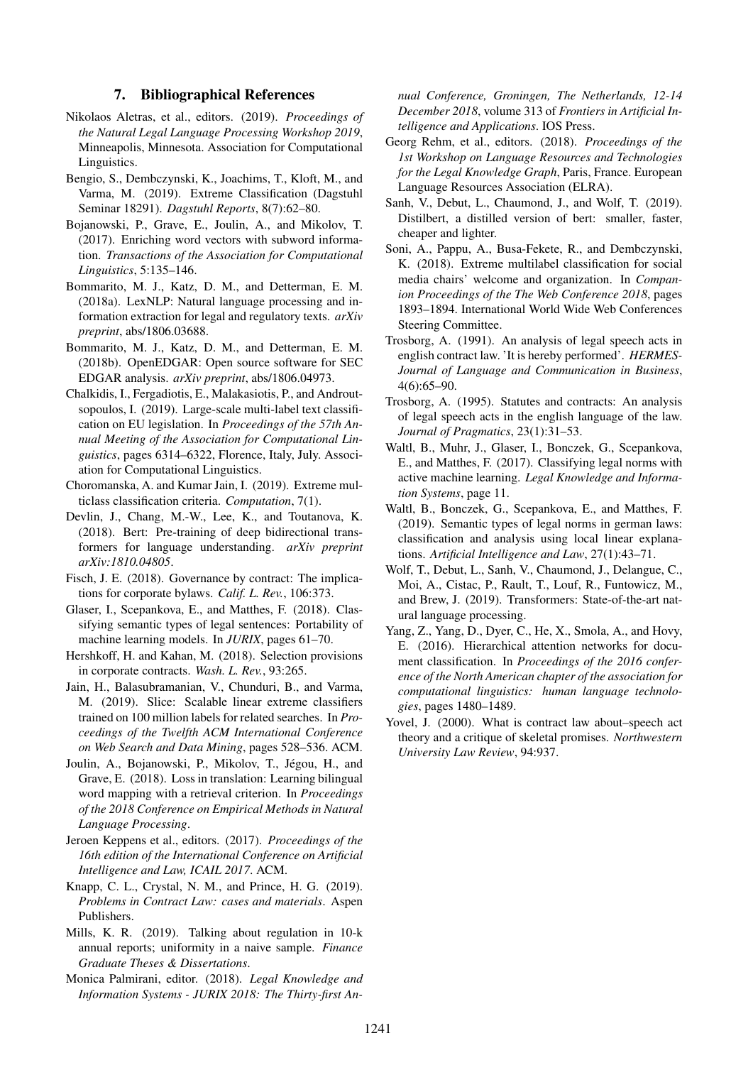## 7. Bibliographical References

Nikolaos Aletras, et al., editors. (2019). *Proceedings of the Natural Legal Language Processing Workshop 2019*, Minneapolis, Minnesota. Association for Computational Linguistics.

Bengio, S., Dembczynski, K., Joachims, T., Kloft, M., and Varma, M. (2019). Extreme Classification (Dagstuhl Seminar 18291). *Dagstuhl Reports*, 8(7):62–80.

Bojanowski, P., Grave, E., Joulin, A., and Mikolov, T. (2017). Enriching word vectors with subword information. *Transactions of the Association for Computational Linguistics*, 5:135–146.

Bommarito, M. J., Katz, D. M., and Detterman, E. M. (2018a). LexNLP: Natural language processing and information extraction for legal and regulatory texts. *arXiv preprint*, abs/1806.03688.

Bommarito, M. J., Katz, D. M., and Detterman, E. M. (2018b). OpenEDGAR: Open source software for SEC EDGAR analysis. *arXiv preprint*, abs/1806.04973.

Chalkidis, I., Fergadiotis, E., Malakasiotis, P., and Androutsopoulos, I. (2019). Large-scale multi-label text classification on EU legislation. In *Proceedings of the 57th Annual Meeting of the Association for Computational Linguistics*, pages 6314–6322, Florence, Italy, July. Association for Computational Linguistics.

Choromanska, A. and Kumar Jain, I. (2019). Extreme multiclass classification criteria. *Computation*, 7(1).

Devlin, J., Chang, M.-W., Lee, K., and Toutanova, K. (2018). Bert: Pre-training of deep bidirectional transformers for language understanding. *arXiv preprint arXiv:1810.04805*.

Fisch, J. E. (2018). Governance by contract: The implications for corporate bylaws. *Calif. L. Rev.*, 106:373.

Glaser, I., Scepankova, E., and Matthes, F. (2018). Classifying semantic types of legal sentences: Portability of machine learning models. In *JURIX*, pages 61–70.

Hershkoff, H. and Kahan, M. (2018). Selection provisions in corporate contracts. *Wash. L. Rev.*, 93:265.

Jain, H., Balasubramanian, V., Chunduri, B., and Varma, M. (2019). Slice: Scalable linear extreme classifiers trained on 100 million labels for related searches. In *Proceedings of the Twelfth ACM International Conference on Web Search and Data Mining*, pages 528–536. ACM.

Joulin, A., Bojanowski, P., Mikolov, T., Jégou, H., and Grave, E. (2018). Loss in translation: Learning bilingual word mapping with a retrieval criterion. In *Proceedings of the 2018 Conference on Empirical Methods in Natural Language Processing*.

Jeroen Keppens et al., editors. (2017). *Proceedings of the 16th edition of the International Conference on Artificial Intelligence and Law, ICAIL 2017*. ACM.

Knapp, C. L., Crystal, N. M., and Prince, H. G. (2019). *Problems in Contract Law: cases and materials*. Aspen Publishers.

Mills, K. R. (2019). Talking about regulation in 10-k annual reports; uniformity in a naive sample. *Finance Graduate Theses & Dissertations*.

Monica Palmirani, editor. (2018). *Legal Knowledge and Information Systems - JURIX 2018: The Thirty-first Annual Conference, Groningen, The Netherlands, 12-14 December 2018*, volume 313 of *Frontiers in Artificial Intelligence and Applications*. IOS Press.

Georg Rehm, et al., editors. (2018). *Proceedings of the 1st Workshop on Language Resources and Technologies for the Legal Knowledge Graph*, Paris, France. European Language Resources Association (ELRA).

Sanh, V., Debut, L., Chaumond, J., and Wolf, T. (2019). Distilbert, a distilled version of bert: smaller, faster, cheaper and lighter.

Soni, A., Pappu, A., Busa-Fekete, R., and Dembczynski, K. (2018). Extreme multilabel classification for social media chairs' welcome and organization. In *Companion Proceedings of the The Web Conference 2018*, pages 1893–1894. International World Wide Web Conferences Steering Committee.

Trosborg, A. (1991). An analysis of legal speech acts in english contract law. 'It is hereby performed'. *HERMES-Journal of Language and Communication in Business*, 4(6):65–90.

Trosborg, A. (1995). Statutes and contracts: An analysis of legal speech acts in the english language of the law. *Journal of Pragmatics*, 23(1):31–53.

Waltl, B., Muhr, J., Glaser, I., Bonczek, G., Scepankova, E., and Matthes, F. (2017). Classifying legal norms with active machine learning. *Legal Knowledge and Information Systems*, page 11.

Waltl, B., Bonczek, G., Scepankova, E., and Matthes, F. (2019). Semantic types of legal norms in german laws: classification and analysis using local linear explanations. *Artificial Intelligence and Law*, 27(1):43–71.

Wolf, T., Debut, L., Sanh, V., Chaumond, J., Delangue, C., Moi, A., Cistac, P., Rault, T., Louf, R., Funtowicz, M., and Brew, J. (2019). Transformers: State-of-the-art natural language processing.

Yang, Z., Yang, D., Dyer, C., He, X., Smola, A., and Hovy, E. (2016). Hierarchical attention networks for document classification. In *Proceedings of the 2016 conference of the North American chapter of the association for computational linguistics: human language technologies*, pages 1480–1489.

Yovel, J. (2000). What is contract law about–speech act theory and a critique of skeletal promises. *Northwestern University Law Review*, 94:937.